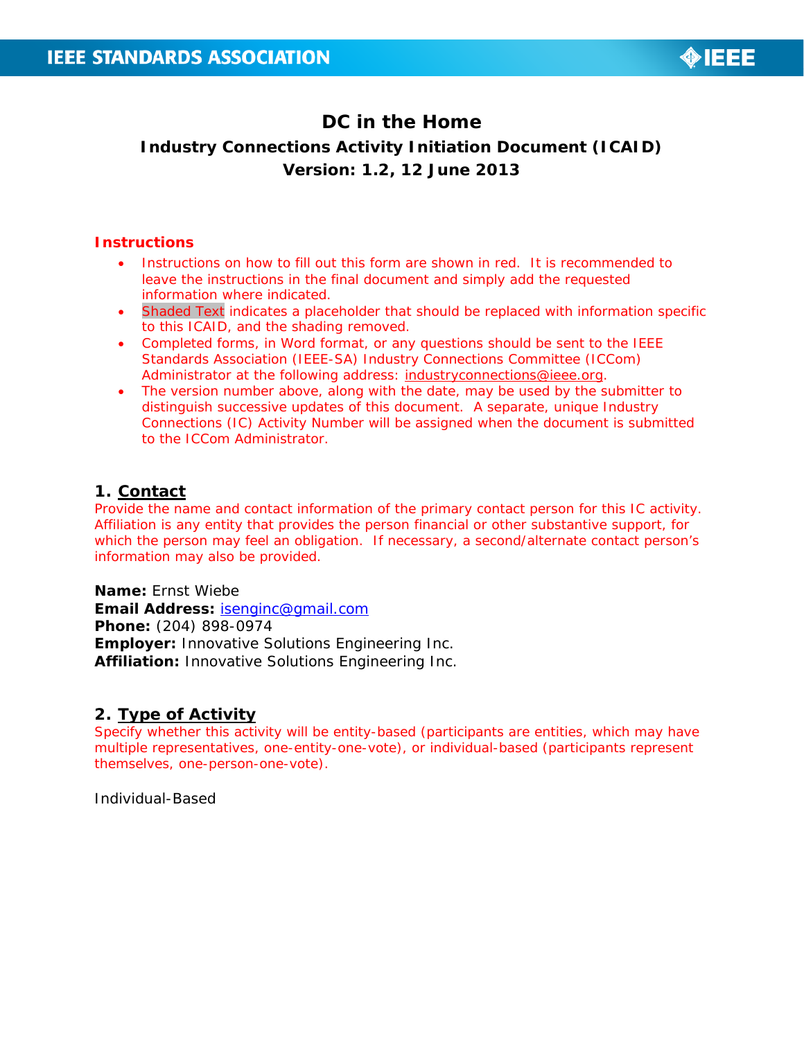# DC in the Home

## Industry Connections Activity Initiation Document (ICAID)

## Version: 1.2, 12 June 2013

### Instructions

- Instructions on how to fill out this form are shown in red. It is recommended to leave the instructions in the final document and simply add the requested information where indicated.
- Shaded Text indicates a placeholder that should be replaced with information specific to this ICAID, and the shading removed.
- Completed forms, in Word format, or any questions should be sent to the IEEE Standards Association (IEEE-SA) Industry Connections Committee (ICCom) Administrator at the following address: industryconnections@ieee.org.
- The version number above, along with the date, may be used by the submitter to distinguish successive updates of this document. A separate, unique Industry Connections (IC) Activity Number will be assigned when the document is submitted to the ICCom Administrator.

## 1. Contact

Provide the name and contact information of the primary contact person for this IC activity. Affiliation is any entity that provides the person financial or other substantive support, for which the person may feel an obligation. If necessary, a second/alternate contact person's information may also be provided.

**Name:** Ernst Wiebe
**Email Address:** isenginc@gmail.com
**Phone:** (204) 898-0974
**Employer:** Innovative Solutions Engineering Inc.
**Affiliation:** Innovative Solutions Engineering Inc.

## 2. Type of Activity

Specify whether this activity will be entity-based (participants are entities, which may have multiple representatives, one-entity-one-vote), or individual-based (participants represent themselves, one-person-one-vote).

Individual-Based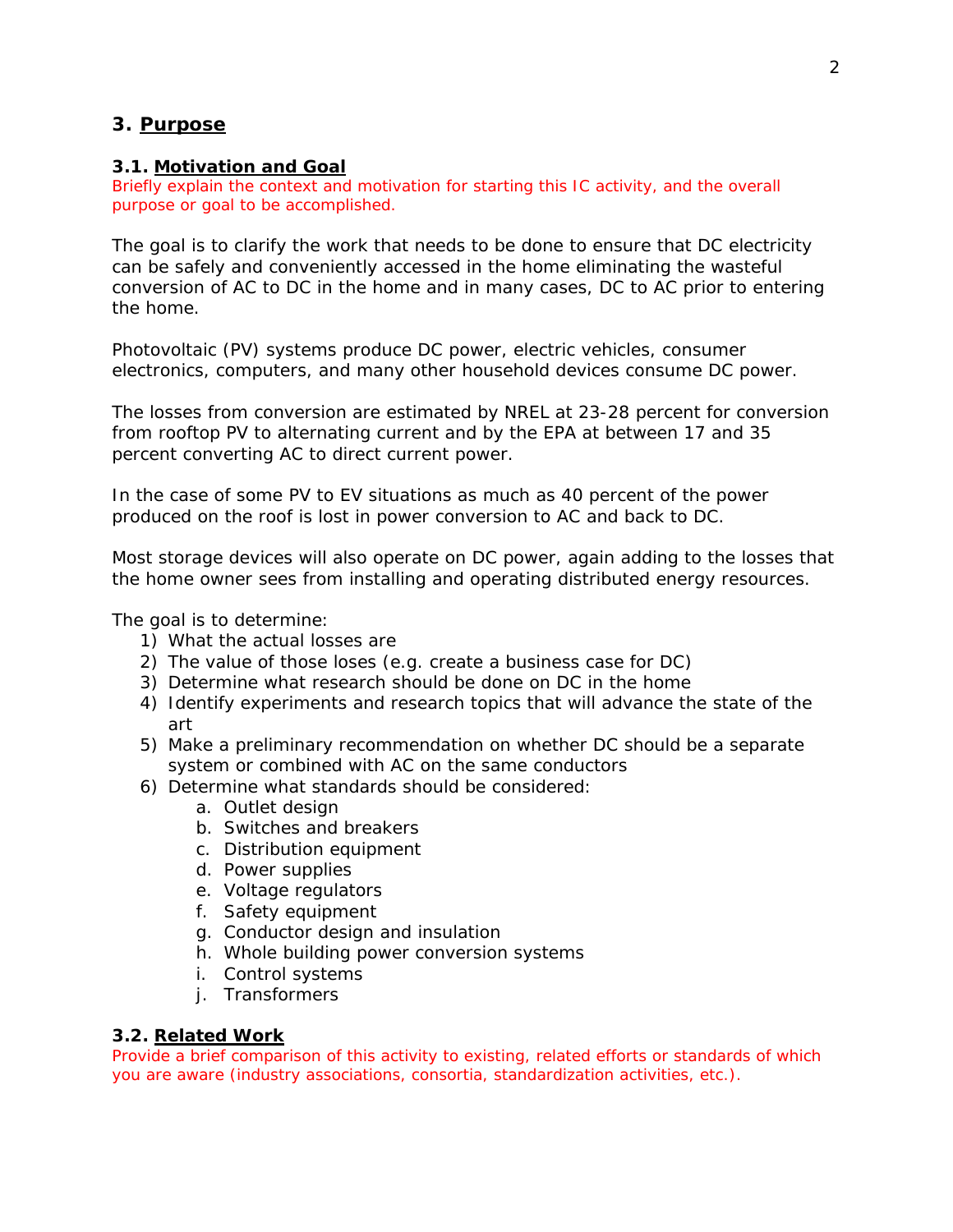## 3. Purpose

### 3.1. Motivation and Goal

Briefly explain the context and motivation for starting this IC activity, and the overall purpose or goal to be accomplished.

The goal is to clarify the work that needs to be done to ensure that DC electricity can be safely and conveniently accessed in the home eliminating the wasteful conversion of AC to DC in the home and in many cases, DC to AC prior to entering the home.

Photovoltaic (PV) systems produce DC power, electric vehicles, consumer electronics, computers, and many other household devices consume DC power.

The losses from conversion are estimated by NREL at 23-28 percent for conversion from rooftop PV to alternating current and by the EPA at between 17 and 35 percent converting AC to direct current power.

In the case of some PV to EV situations as much as 40 percent of the power produced on the roof is lost in power conversion to AC and back to DC.

Most storage devices will also operate on DC power, again adding to the losses that the home owner sees from installing and operating distributed energy resources.

The goal is to determine:

1) What the actual losses are
2) The value of those loses (e.g. create a business case for DC)
3) Determine what research should be done on DC in the home
4) Identify experiments and research topics that will advance the state of the art
5) Make a preliminary recommendation on whether DC should be a separate system or combined with AC on the same conductors
6) Determine what standards should be considered:
    a. Outlet design
    b. Switches and breakers
    c. Distribution equipment
    d. Power supplies
    e. Voltage regulators
    f. Safety equipment
    g. Conductor design and insulation
    h. Whole building power conversion systems
    i. Control systems
    j. Transformers

### 3.2. Related Work

Provide a brief comparison of this activity to existing, related efforts or standards of which you are aware (industry associations, consortia, standardization activities, etc.).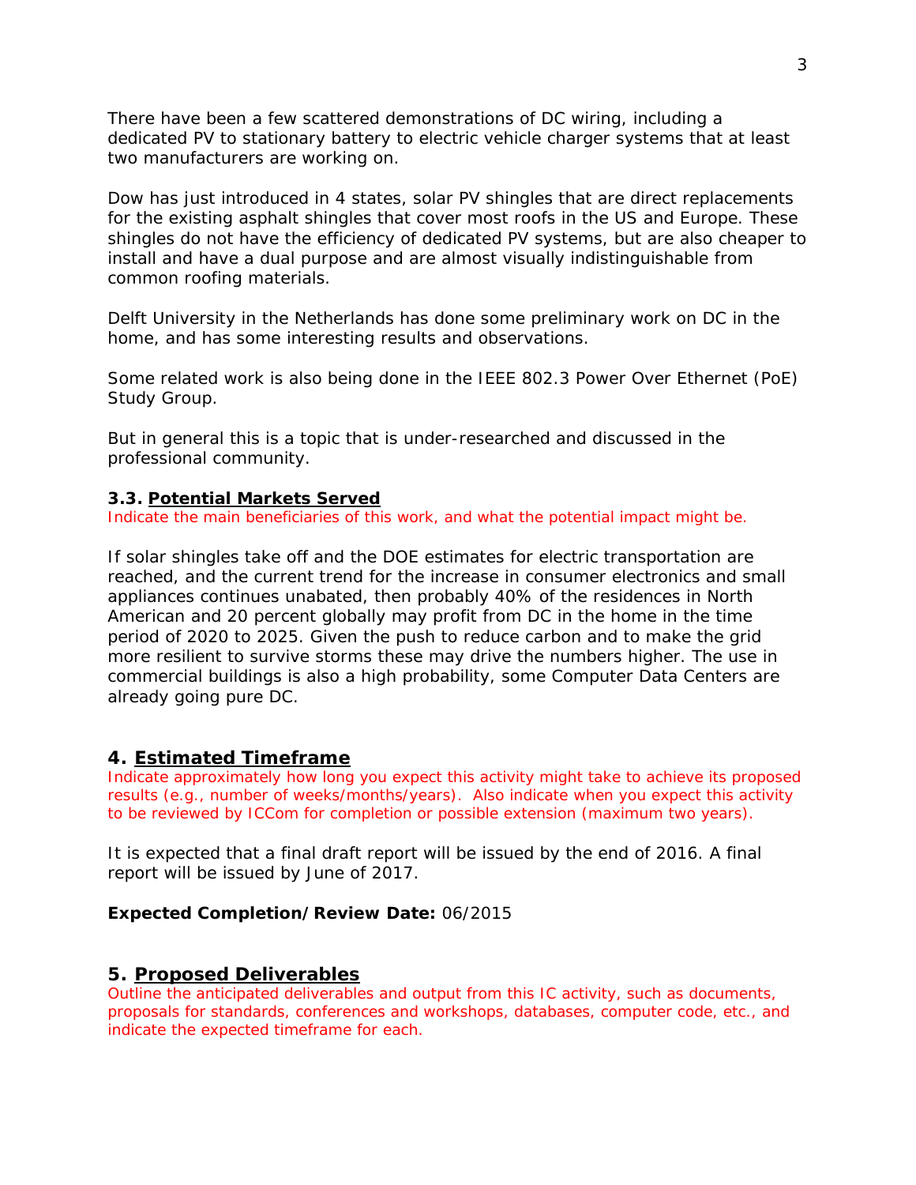There have been a few scattered demonstrations of DC wiring, including a dedicated PV to stationary battery to electric vehicle charger systems that at least two manufacturers are working on.

Dow has just introduced in 4 states, solar PV shingles that are direct replacements for the existing asphalt shingles that cover most roofs in the US and Europe. These shingles do not have the efficiency of dedicated PV systems, but are also cheaper to install and have a dual purpose and are almost visually indistinguishable from common roofing materials.

Delft University in the Netherlands has done some preliminary work on DC in the home, and has some interesting results and observations.

Some related work is also being done in the IEEE 802.3 Power Over Ethernet (PoE) Study Group.

But in general this is a topic that is under-researched and discussed in the professional community.

### 3.3. Potential Markets Served

Indicate the main beneficiaries of this work, and what the potential impact might be.

If solar shingles take off and the DOE estimates for electric transportation are reached, and the current trend for the increase in consumer electronics and small appliances continues unabated, then probably 40% of the residences in North American and 20 percent globally may profit from DC in the home in the time period of 2020 to 2025. Given the push to reduce carbon and to make the grid more resilient to survive storms these may drive the numbers higher. The use in commercial buildings is also a high probability, some Computer Data Centers are already going pure DC.

## 4. Estimated Timeframe

Indicate approximately how long you expect this activity might take to achieve its proposed results (e.g., number of weeks/months/years). Also indicate when you expect this activity to be reviewed by ICCom for completion or possible extension (maximum two years).

It is expected that a final draft report will be issued by the end of 2016. A final report will be issued by June of 2017.

**Expected Completion/Review Date:** 06/2015

## 5. Proposed Deliverables

Outline the anticipated deliverables and output from this IC activity, such as documents, proposals for standards, conferences and workshops, databases, computer code, etc., and indicate the expected timeframe for each.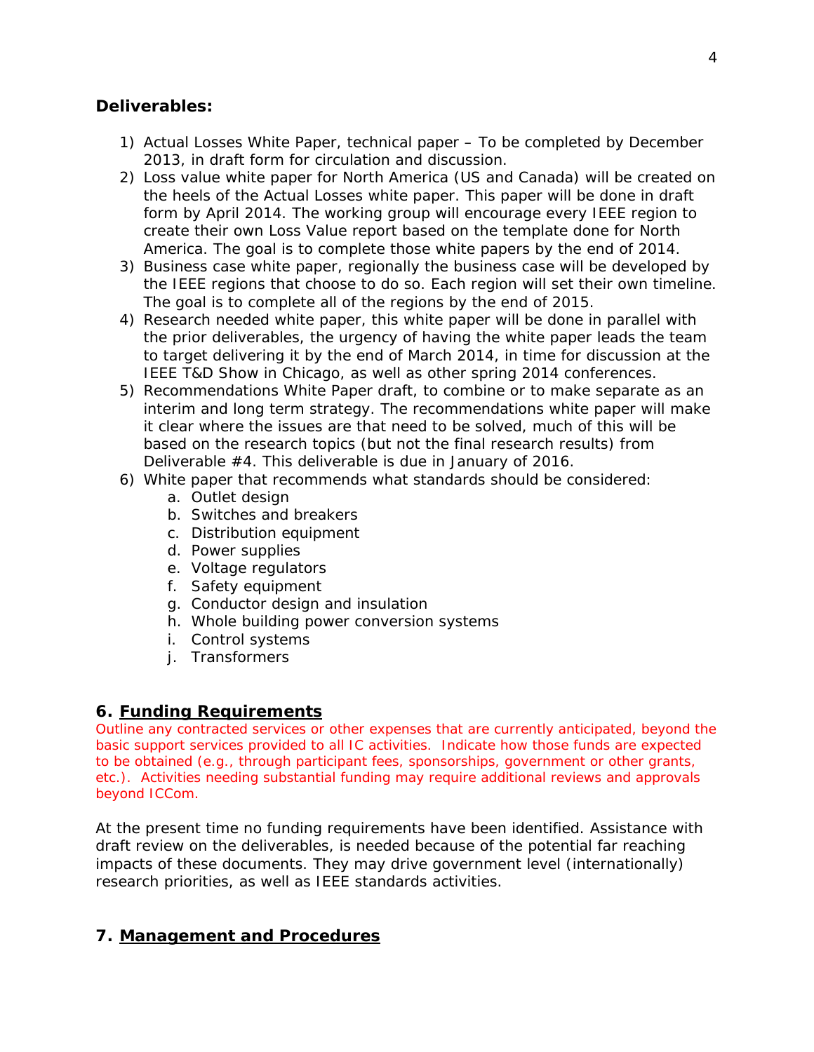**Deliverables:**

1) Actual Losses White Paper, technical paper – To be completed by December 2013, in draft form for circulation and discussion.
2) Loss value white paper for North America (US and Canada) will be created on the heels of the Actual Losses white paper. This paper will be done in draft form by April 2014. The working group will encourage every IEEE region to create their own Loss Value report based on the template done for North America. The goal is to complete those white papers by the end of 2014.
3) Business case white paper, regionally the business case will be developed by the IEEE regions that choose to do so. Each region will set their own timeline. The goal is to complete all of the regions by the end of 2015.
4) Research needed white paper, this white paper will be done in parallel with the prior deliverables, the urgency of having the white paper leads the team to target delivering it by the end of March 2014, in time for discussion at the IEEE T&D Show in Chicago, as well as other spring 2014 conferences.
5) Recommendations White Paper draft, to combine or to make separate as an interim and long term strategy. The recommendations white paper will make it clear where the issues are that need to be solved, much of this will be based on the research topics (but not the final research results) from Deliverable #4. This deliverable is due in January of 2016.
6) White paper that recommends what standards should be considered:
   a. Outlet design
   b. Switches and breakers
   c. Distribution equipment
   d. Power supplies
   e. Voltage regulators
   f. Safety equipment
   g. Conductor design and insulation
   h. Whole building power conversion systems
   i. Control systems
   j. Transformers

## 6. Funding Requirements

Outline any contracted services or other expenses that are currently anticipated, beyond the basic support services provided to all IC activities. Indicate how those funds are expected to be obtained (e.g., through participant fees, sponsorships, government or other grants, etc.). Activities needing substantial funding may require additional reviews and approvals beyond ICCom.

At the present time no funding requirements have been identified. Assistance with draft review on the deliverables, is needed because of the potential far reaching impacts of these documents. They may drive government level (internationally) research priorities, as well as IEEE standards activities.

## 7. Management and Procedures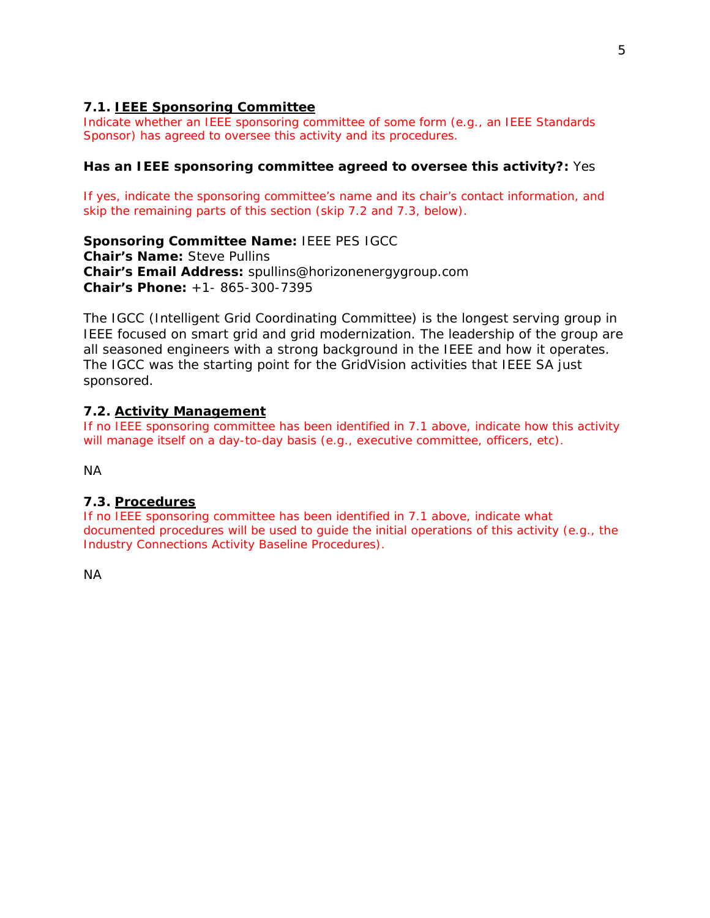### 7.1. IEEE Sponsoring Committee

Indicate whether an IEEE sponsoring committee of some form (e.g., an IEEE Standards Sponsor) has agreed to oversee this activity and its procedures.

**Has an IEEE sponsoring committee agreed to oversee this activity?:** Yes

If yes, indicate the sponsoring committee's name and its chair's contact information, and skip the remaining parts of this section (skip 7.2 and 7.3, below).

**Sponsoring Committee Name:** IEEE PES IGCC
**Chair's Name:** Steve Pullins
**Chair's Email Address:** spullins@horizonenergygroup.com
**Chair's Phone:** +1- 865-300-7395

The IGCC (Intelligent Grid Coordinating Committee) is the longest serving group in IEEE focused on smart grid and grid modernization. The leadership of the group are all seasoned engineers with a strong background in the IEEE and how it operates. The IGCC was the starting point for the GridVision activities that IEEE SA just sponsored.

### 7.2. Activity Management

If no IEEE sponsoring committee has been identified in 7.1 above, indicate how this activity will manage itself on a day-to-day basis (e.g., executive committee, officers, etc).

NA

### 7.3. Procedures

If no IEEE sponsoring committee has been identified in 7.1 above, indicate what documented procedures will be used to guide the initial operations of this activity (e.g., the Industry Connections Activity Baseline Procedures).

NA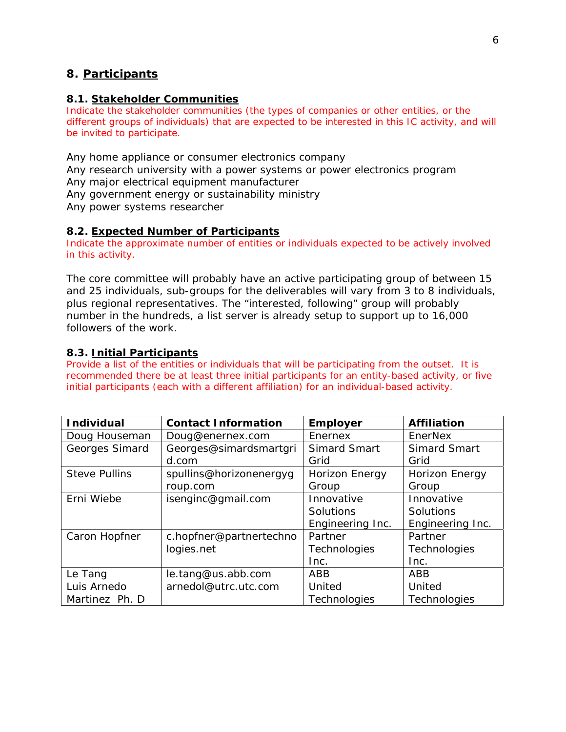# 8. Participants

## 8.1. Stakeholder Communities

Indicate the stakeholder communities (the types of companies or other entities, or the different groups of individuals) that are expected to be interested in this IC activity, and will be invited to participate.

Any home appliance or consumer electronics company
Any research university with a power systems or power electronics program
Any major electrical equipment manufacturer
Any government energy or sustainability ministry
Any power systems researcher

## 8.2. Expected Number of Participants

Indicate the approximate number of entities or individuals expected to be actively involved in this activity.

The core committee will probably have an active participating group of between 15 and 25 individuals, sub-groups for the deliverables will vary from 3 to 8 individuals, plus regional representatives. The "interested, following" group will probably number in the hundreds, a list server is already setup to support up to 16,000 followers of the work.

## 8.3. Initial Participants

Provide a list of the entities or individuals that will be participating from the outset. It is recommended there be at least three initial participants for an entity-based activity, or five initial participants (each with a different affiliation) for an individual-based activity.

| Individual | Contact Information | Employer | Affiliation |
|---|---|---|---|
| Doug Houseman | Doug@enernex.com | Enernex | EnerNex |
| Georges Simard | Georges@simardsmartgrid.com | Simard Smart Grid | Simard Smart Grid |
| Steve Pullins | spullins@horizonenergygroup.com | Horizon Energy Group | Horizon Energy Group |
| Erni Wiebe | isenginc@gmail.com | Innovative Solutions Engineering Inc. | Innovative Solutions Engineering Inc. |
| Caron Hopfner | c.hopfner@partnertechnologies.net | Partner Technologies Inc. | Partner Technologies Inc. |
| Le Tang | le.tang@us.abb.com | ABB | ABB |
| Luis Arnedo Martinez Ph. D | arnedol@utrc.utc.com | United Technologies | United Technologies |